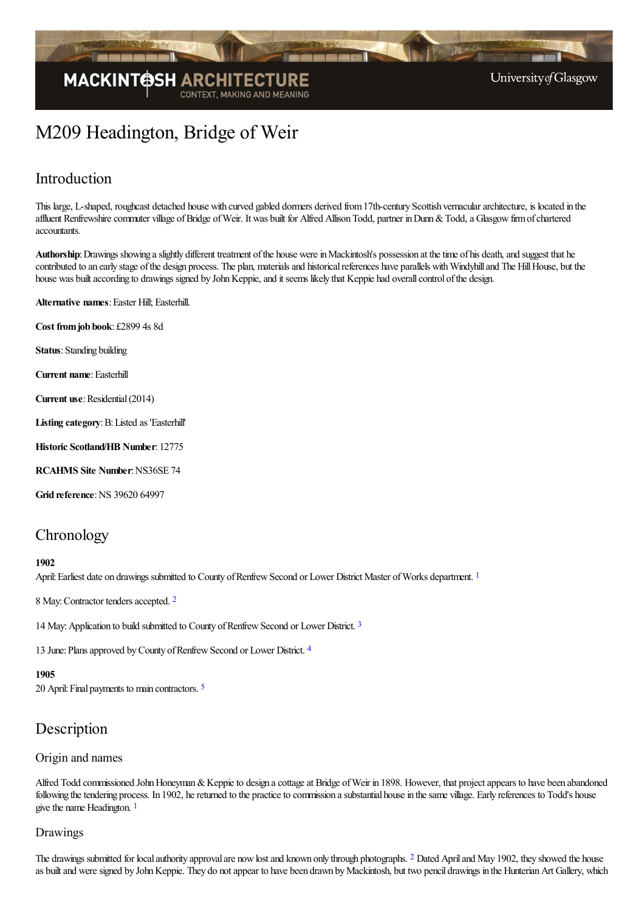# M209 Headington, Bridge of Weir

## Introduction

This large, L-shaped, roughcast detached house with curved gabled dormers derived from 17th-century Scottish vernacular architecture, is located in the affluent Renfrewshire commuter village of Bridge of Weir. It was built for Alfred Allison Todd, partner in Dunn & Todd, a Glasgow firm of chartered accountants.

**Authorship**: Drawings showing a slightly different treatment of the house were in Mackintosh's possession at the time of his death, and suggest that he contributed to an early stage of the design process. The plan, materials and historical references have parallels with Windyhill and The Hill House, but the house was built according to drawings signed by John Keppie, and it seems likely that Keppie had overall control of the design.

**Alternative names**: Easter Hill; Easterhill.

**Cost from job book**: £2899 4s 8d

**Status**: Standing building

**Current name**: Easterhill

**Current use**: Residential (2014)

**Listing category**: B: Listed as 'Easterhill'

**Historic Scotland/HB Number**: 12775

**RCAHMS Site Number**: NS36SE 74

**Grid reference**: NS 39620 64997

## Chronology

**1902**

April: Earliest date on drawings submitted to County of Renfrew Second or Lower District Master of Works department. [1]

8 May: Contractor tenders accepted. [2]

14 May: Application to build submitted to County of Renfrew Second or Lower District. [3]

13 June: Plans approved by County of Renfrew Second or Lower District. [4]

**1905**

20 April: Final payments to main contractors. [5]

## Description

### Origin and names

Alfred Todd commissioned John Honeyman & Keppie to design a cottage at Bridge of Weir in 1898. However, that project appears to have been abandoned following the tendering process. In 1902, he returned to the practice to commission a substantial house in the same village. Early references to Todd's house give the name Headington. [1]

### Drawings

The drawings submitted for local authority approval are now lost and known only through photographs. [2] Dated April and May 1902, they showed the house as built and were signed by John Keppie. They do not appear to have been drawn by Mackintosh, but two pencil drawings in the Hunterian Art Gallery, which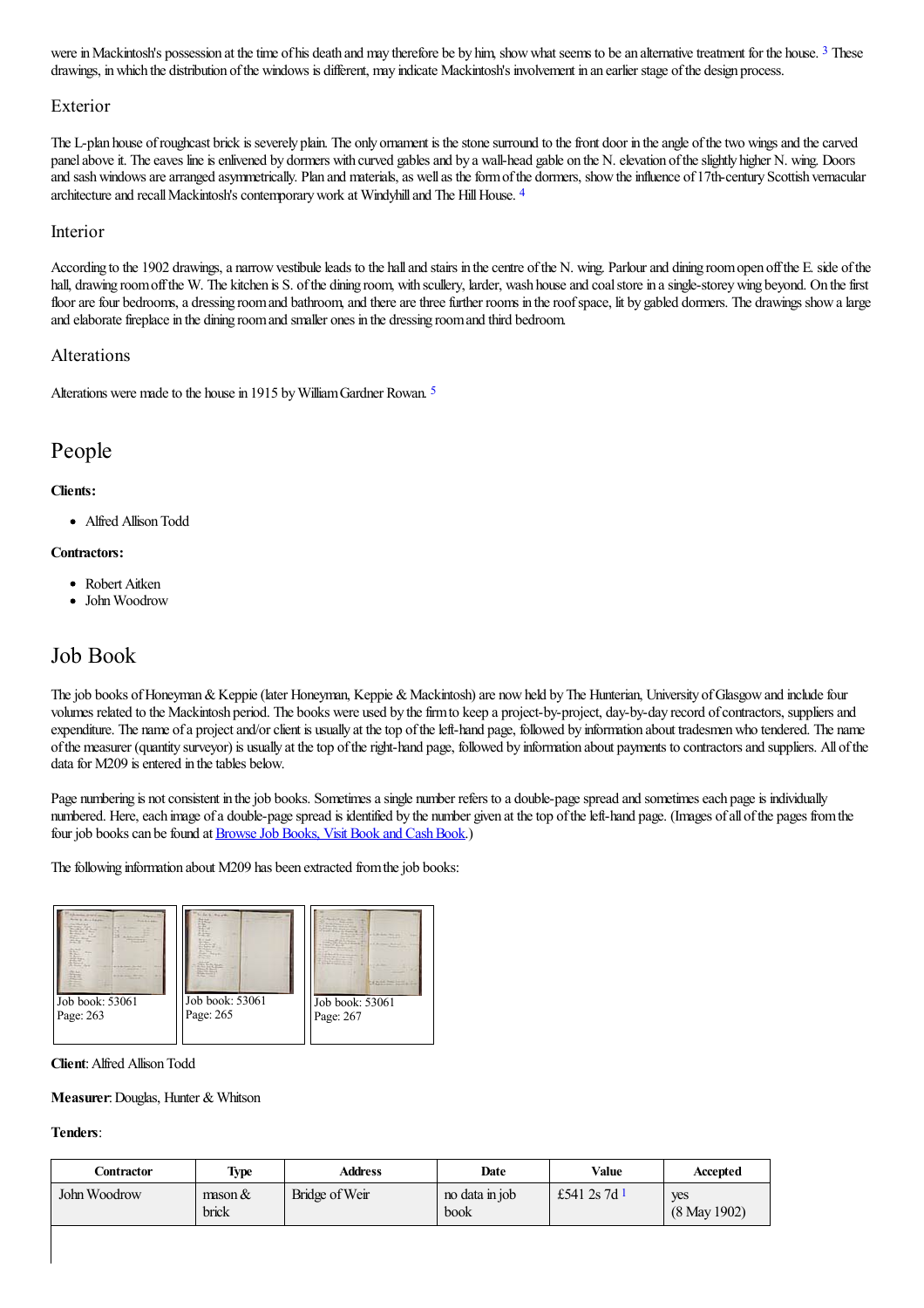were in Mackintosh's possession at the time of his death and may therefore be by him, show what seems to be an alternative treatment for the house. [3] These drawings, in which the distribution of the windows is different, may indicate Mackintosh's involvement in an earlier stage of the design process.

### Exterior

The L-plan house of roughcast brick is severely plain. The only ornament is the stone surround to the front door in the angle of the two wings and the carved panel above it. The eaves line is enlivened by dormers with curved gables and by a wall-head gable on the N. elevation of the slightly higher N. wing. Doors and sash windows are arranged asymmetrically. Plan and materials, as well as the form of the dormers, show the influence of 17th-century Scottish vernacular architecture and recall Mackintosh's contemporary work at Windyhill and The Hill House. [4]

### Interior

According to the 1902 drawings, a narrow vestibule leads to the hall and stairs in the centre of the N. wing. Parlour and dining room open off the E. side of the hall, drawing room off the W. The kitchen is S. of the dining room, with scullery, larder, wash house and coal store in a single-storey wing beyond. On the first floor are four bedrooms, a dressing room and bathroom, and there are three further rooms in the roof space, lit by gabled dormers. The drawings show a large and elaborate fireplace in the dining room and smaller ones in the dressing room and third bedroom.

### Alterations

Alterations were made to the house in 1915 by William Gardner Rowan. [5]

## People

**Clients:**

- Alfred Allison Todd

**Contractors:**

- Robert Aitken
- John Woodrow

## Job Book

The job books of Honeyman & Keppie (later Honeyman, Keppie & Mackintosh) are now held by The Hunterian, University of Glasgow and include four volumes related to the Mackintosh period. The books were used by the firm to keep a project-by-project, day-by-day record of contractors, suppliers and expenditure. The name of a project and/or client is usually at the top of the left-hand page, followed by information about tradesmen who tendered. The name of the measurer (quantity surveyor) is usually at the top of the right-hand page, followed by information about payments to contractors and suppliers. All of the data for M209 is entered in the tables below.

Page numbering is not consistent in the job books. Sometimes a single number refers to a double-page spread and sometimes each page is individually numbered. Here, each image of a double-page spread is identified by the number given at the top of the left-hand page. (Images of all of the pages from the four job books can be found at Browse Job Books, Visit Book and Cash Book.)

The following information about M209 has been extracted from the job books:

Job book: 53061
Page: 263

Job book: 53061
Page: 265

Job book: 53061
Page: 267

**Client**: Alfred Allison Todd

**Measurer**: Douglas, Hunter & Whitson

**Tenders**:

| Contractor | Type | Address | Date | Value | Accepted |
|---|---|---|---|---|---|
| John Woodrow | mason & brick | Bridge of Weir | no data in job book | £541 2s 7d [1] | yes (8 May 1902) |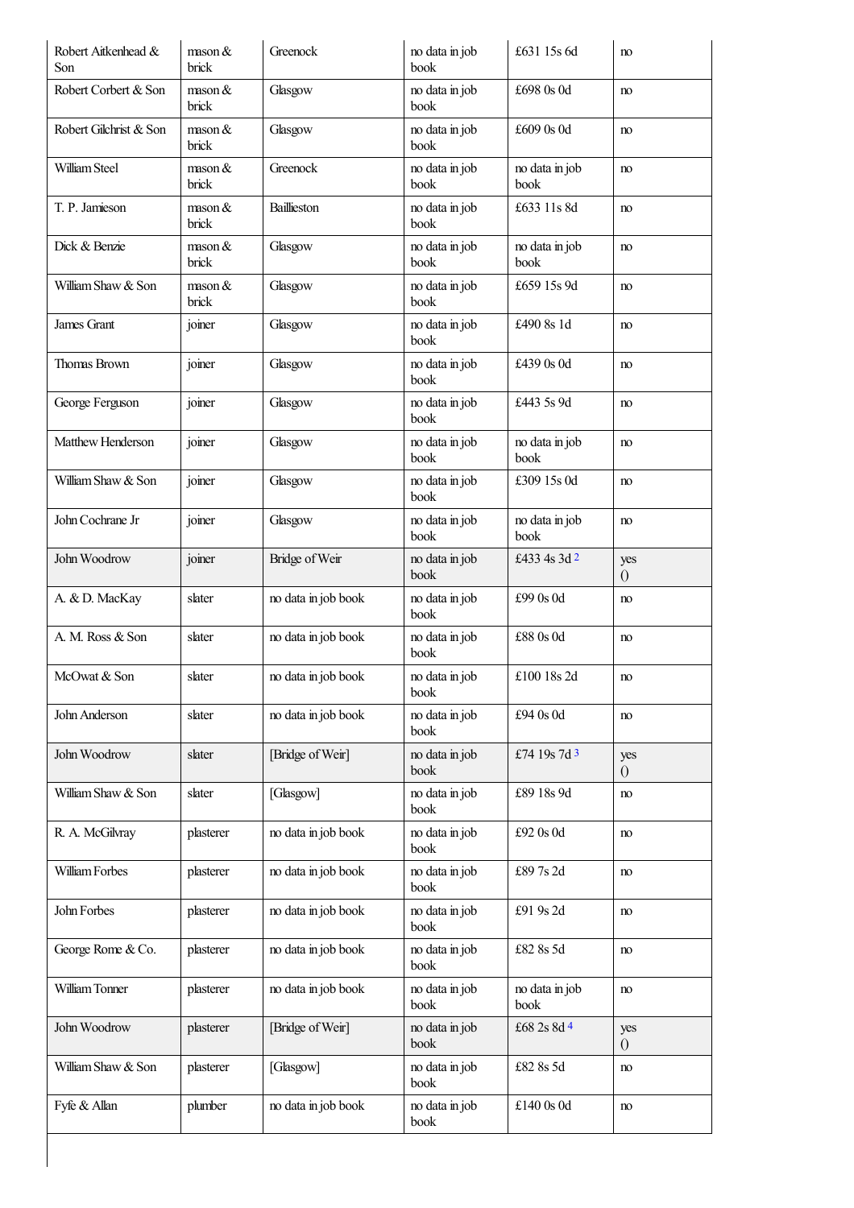| | | | | | |
|---|---|---|---|---|---|
| Robert Aitkenhead & Son | mason & brick | Greenock | no data in job book | £631 15s 6d | no |
| Robert Corbert & Son | mason & brick | Glasgow | no data in job book | £698 0s 0d | no |
| Robert Gilchrist & Son | mason & brick | Glasgow | no data in job book | £609 0s 0d | no |
| William Steel | mason & brick | Greenock | no data in job book | no data in job book | no |
| T. P. Jamieson | mason & brick | Baillieston | no data in job book | £633 11s 8d | no |
| Dick & Benzie | mason & brick | Glasgow | no data in job book | no data in job book | no |
| William Shaw & Son | mason & brick | Glasgow | no data in job book | £659 15s 9d | no |
| James Grant | joiner | Glasgow | no data in job book | £490 8s 1d | no |
| Thomas Brown | joiner | Glasgow | no data in job book | £439 0s 0d | no |
| George Ferguson | joiner | Glasgow | no data in job book | £443 5s 9d | no |
| Matthew Henderson | joiner | Glasgow | no data in job book | no data in job book | no |
| William Shaw & Son | joiner | Glasgow | no data in job book | £309 15s 0d | no |
| John Cochrane Jr | joiner | Glasgow | no data in job book | no data in job book | no |
| John Woodrow | joiner | Bridge of Weir | no data in job book | £433 4s 3d [2] | yes () |
| A. & D. MacKay | slater | no data in job book | no data in job book | £99 0s 0d | no |
| A. M. Ross & Son | slater | no data in job book | no data in job book | £88 0s 0d | no |
| McOwat & Son | slater | no data in job book | no data in job book | £100 18s 2d | no |
| John Anderson | slater | no data in job book | no data in job book | £94 0s 0d | no |
| John Woodrow | slater | [Bridge of Weir] | no data in job book | £74 19s 7d [3] | yes () |
| William Shaw & Son | slater | [Glasgow] | no data in job book | £89 18s 9d | no |
| R. A. McGilvray | plasterer | no data in job book | no data in job book | £92 0s 0d | no |
| William Forbes | plasterer | no data in job book | no data in job book | £89 7s 2d | no |
| John Forbes | plasterer | no data in job book | no data in job book | £91 9s 2d | no |
| George Rome & Co. | plasterer | no data in job book | no data in job book | £82 8s 5d | no |
| William Tonner | plasterer | no data in job book | no data in job book | no data in job book | no |
| John Woodrow | plasterer | [Bridge of Weir] | no data in job book | £68 2s 8d [4] | yes () |
| William Shaw & Son | plasterer | [Glasgow] | no data in job book | £82 8s 5d | no |
| Fyfe & Allan | plumber | no data in job book | no data in job book | £140 0s 0d | no |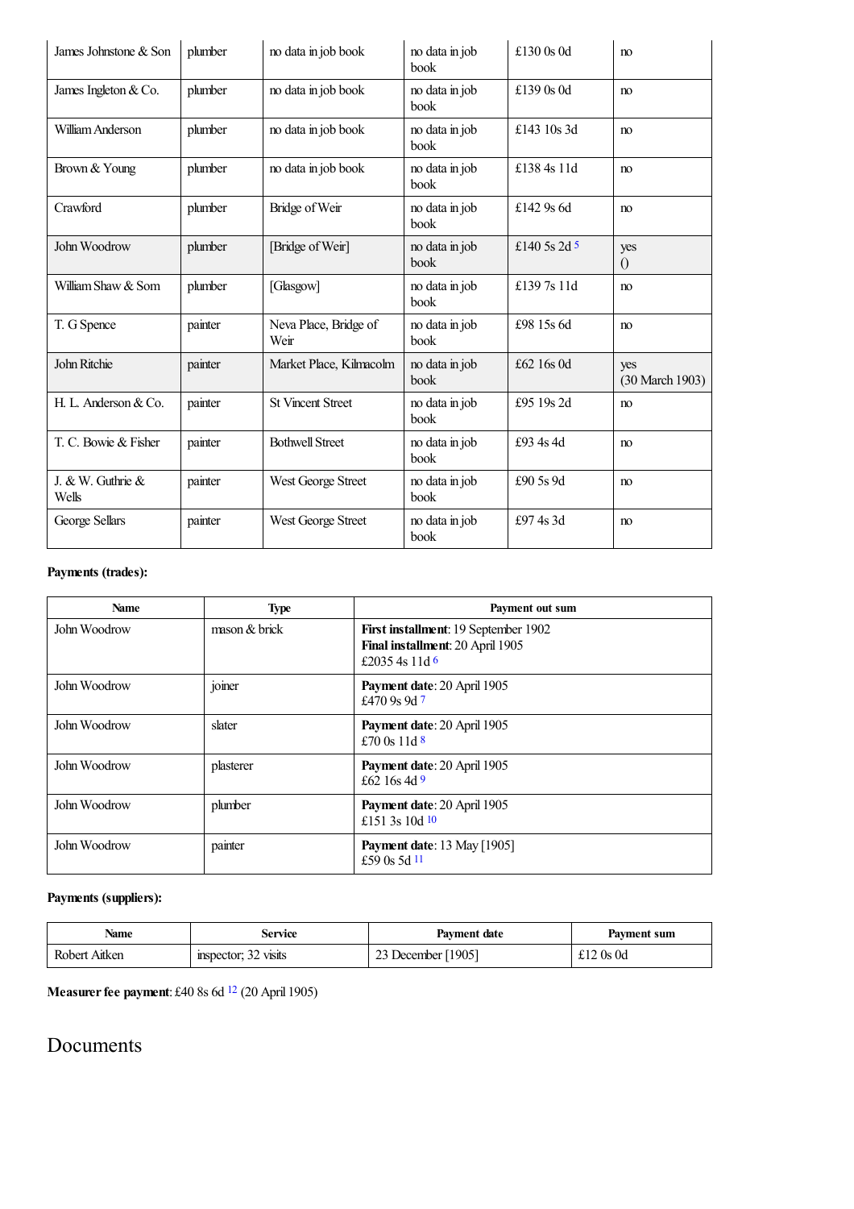| James Johnstone & Son | plumber | no data in job book | no data in job book | £130 0s 0d | no |
|---|---|---|---|---|---|
| James Ingleton & Co. | plumber | no data in job book | no data in job book | £139 0s 0d | no |
| William Anderson | plumber | no data in job book | no data in job book | £143 10s 3d | no |
| Brown & Young | plumber | no data in job book | no data in job book | £138 4s 11d | no |
| Crawford | plumber | Bridge of Weir | no data in job book | £142 9s 6d | no |
| John Woodrow | plumber | [Bridge of Weir] | no data in job book | £140 5s 2d [5] | yes () |
| William Shaw & Som | plumber | [Glasgow] | no data in job book | £139 7s 11d | no |
| T. G Spence | painter | Neva Place, Bridge of Weir | no data in job book | £98 15s 6d | no |
| John Ritchie | painter | Market Place, Kilmacolm | no data in job book | £62 16s 0d | yes (30 March 1903) |
| H. L. Anderson & Co. | painter | St Vincent Street | no data in job book | £95 19s 2d | no |
| T. C. Bowie & Fisher | painter | Bothwell Street | no data in job book | £93 4s 4d | no |
| J. & W. Guthrie & Wells | painter | West George Street | no data in job book | £90 5s 9d | no |
| George Sellars | painter | West George Street | no data in job book | £97 4s 3d | no |

**Payments (trades):**

| Name | Type | Payment out sum |
|---|---|---|
| John Woodrow | mason & brick | **First installment**: 19 September 1902<br>**Final installment**: 20 April 1905<br>£2035 4s 11d [6] |
| John Woodrow | joiner | **Payment date**: 20 April 1905<br>£470 9s 9d [7] |
| John Woodrow | slater | **Payment date**: 20 April 1905<br>£70 0s 11d [8] |
| John Woodrow | plasterer | **Payment date**: 20 April 1905<br>£62 16s 4d [9] |
| John Woodrow | plumber | **Payment date**: 20 April 1905<br>£151 3s 10d [10] |
| John Woodrow | painter | **Payment date**: 13 May [1905]<br>£59 0s 5d [11] |

**Payments (suppliers):**

| Name | Service | Payment date | Payment sum |
|---|---|---|---|
| Robert Aitken | inspector; 32 visits | 23 December [1905] | £12 0s 0d |

**Measurer fee payment**: £40 8s 6d [12] (20 April 1905)

## Documents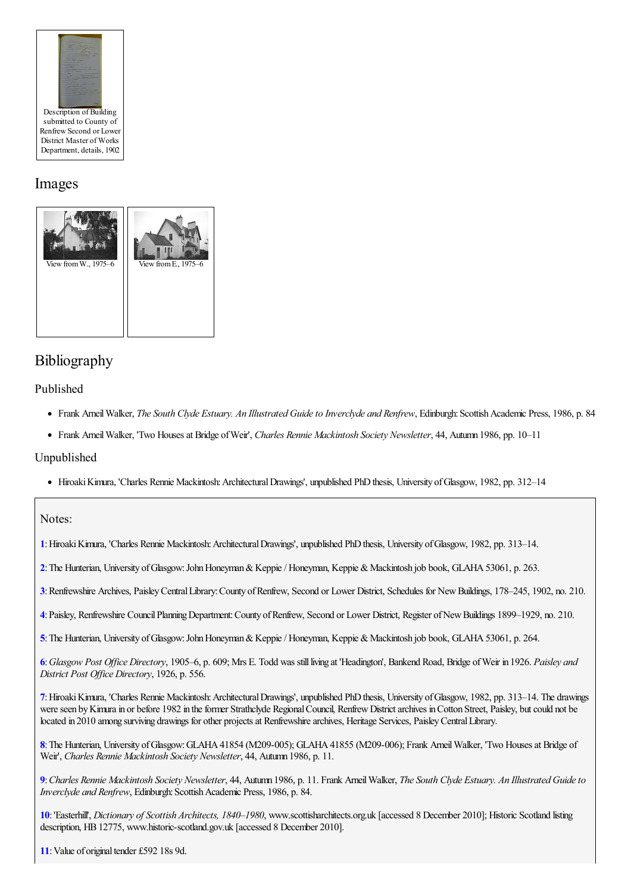Description of Building submitted to County of Renfrew Second or Lower District Master of Works Department, details, 1902

## Images

View from W., 1975–6

View from E., 1975–6

## Bibliography

### Published

- Frank Arneil Walker, *The South Clyde Estuary. An Illustrated Guide to Inverclyde and Renfrew*, Edinburgh: Scottish Academic Press, 1986, p. 84
- Frank Arneil Walker, 'Two Houses at Bridge of Weir', *Charles Rennie Mackintosh Society Newsletter*, 44, Autumn 1986, pp. 10–11

### Unpublished

- Hiroaki Kimura, 'Charles Rennie Mackintosh: Architectural Drawings', unpublished PhD thesis, University of Glasgow, 1982, pp. 312–14

Notes:

1: Hiroaki Kimura, 'Charles Rennie Mackintosh: Architectural Drawings', unpublished PhD thesis, University of Glasgow, 1982, pp. 313–14.

2: The Hunterian, University of Glasgow: John Honeyman & Keppie / Honeyman, Keppie & Mackintosh job book, GLAHA 53061, p. 263.

3: Renfrewshire Archives, Paisley Central Library: County of Renfrew, Second or Lower District, Schedules for New Buildings, 178–245, 1902, no. 210.

4: Paisley, Renfrewshire Council Planning Department: County of Renfrew, Second or Lower District, Register of New Buildings 1899–1929, no. 210.

5: The Hunterian, University of Glasgow: John Honeyman & Keppie / Honeyman, Keppie & Mackintosh job book, GLAHA 53061, p. 264.

6: *Glasgow Post Office Directory*, 1905–6, p. 609; Mrs E. Todd was still living at 'Headington', Bankend Road, Bridge of Weir in 1926. *Paisley and District Post Office Directory*, 1926, p. 556.

7: Hiroaki Kimura, 'Charles Rennie Mackintosh: Architectural Drawings', unpublished PhD thesis, University of Glasgow, 1982, pp. 313–14. The drawings were seen by Kimura in or before 1982 in the former Strathclyde Regional Council, Renfrew District archives in Cotton Street, Paisley, but could not be located in 2010 among surviving drawings for other projects at Renfrewshire archives, Heritage Services, Paisley Central Library.

8: The Hunterian, University of Glasgow: GLAHA 41854 (M209-005); GLAHA 41855 (M209-006); Frank Arneil Walker, 'Two Houses at Bridge of Weir', *Charles Rennie Mackintosh Society Newsletter*, 44, Autumn 1986, p. 11.

9: *Charles Rennie Mackintosh Society Newsletter*, 44, Autumn 1986, p. 11. Frank Arneil Walker, *The South Clyde Estuary. An Illustrated Guide to Inverclyde and Renfrew*, Edinburgh: Scottish Academic Press, 1986, p. 84.

10: 'Easterhill', *Dictionary of Scottish Architects, 1840–1980*, www.scottisharchitects.org.uk [accessed 8 December 2010]; Historic Scotland listing description, HB 12775, www.historic-scotland.gov.uk [accessed 8 December 2010].

11: Value of original tender £592 18s 9d.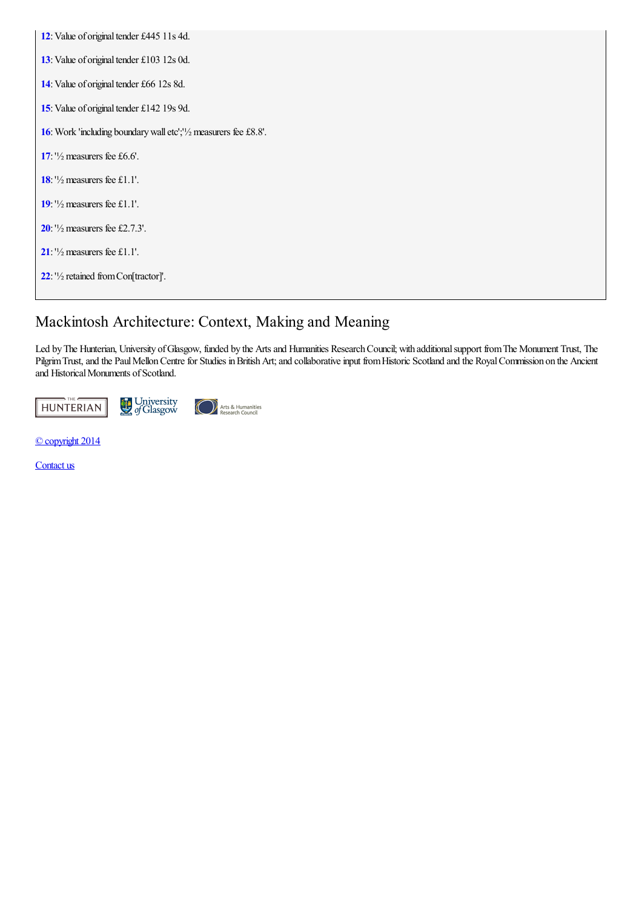12: Value of original tender £445 11s 4d.

13: Value of original tender £103 12s 0d.

14: Value of original tender £66 12s 8d.

15: Value of original tender £142 19s 9d.

16: Work 'including boundary wall etc';'½ measurers fee £8.8'.

17: '½ measurers fee £6.6'.

18: '½ measurers fee £1.1'.

19: '½ measurers fee £1.1'.

20: '½ measurers fee £2.7.3'.

21: '½ measurers fee £1.1'.

22: '½ retained from Con[tractor]'.

## Mackintosh Architecture: Context, Making and Meaning

Led by The Hunterian, University of Glasgow, funded by the Arts and Humanities Research Council; with additional support from The Monument Trust, The Pilgrim Trust, and the Paul Mellon Centre for Studies in British Art; and collaborative input from Historic Scotland and the Royal Commission on the Ancient and Historical Monuments of Scotland.

THE HUNTERIAN University of Glasgow Arts & Humanities Research Council

© copyright 2014

Contact us